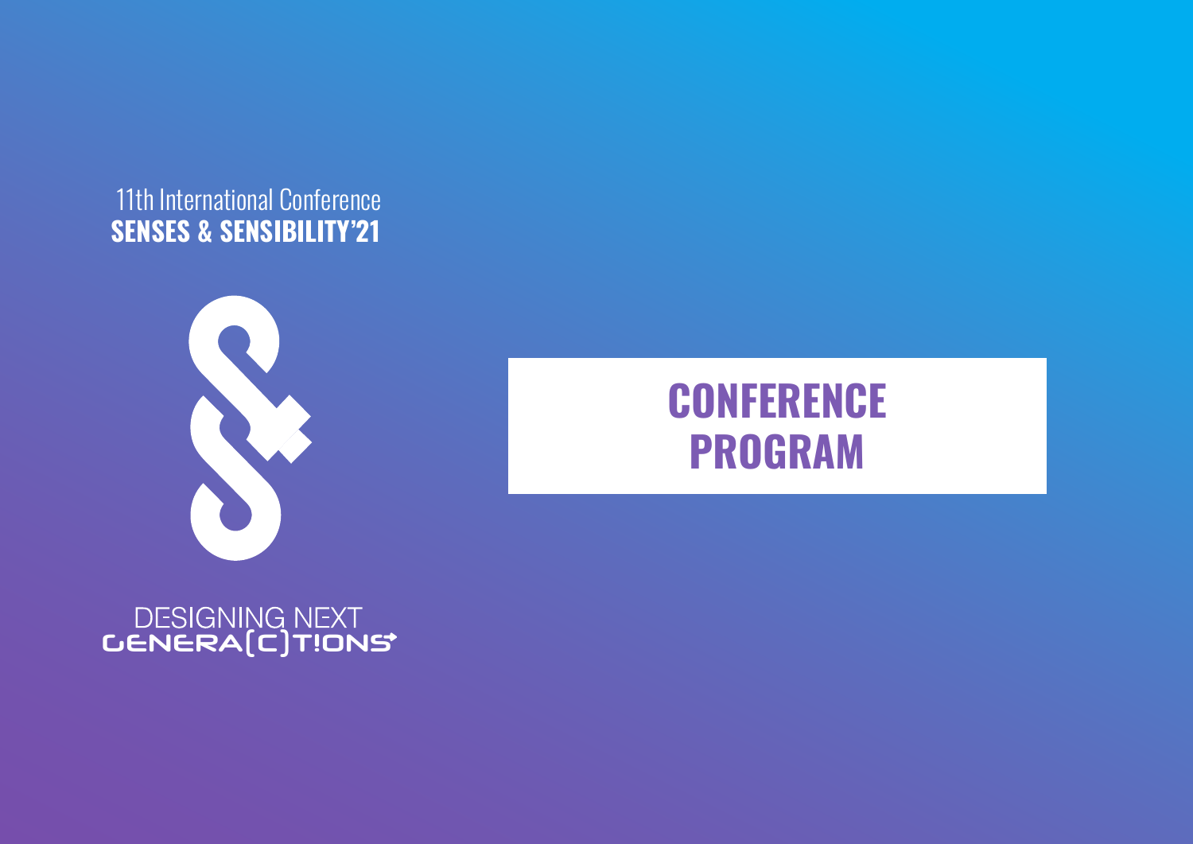11th International Conference

**SENSES & SENSIBILITY'21**

DESIGNING NEXT
GENERA[C]T!ONS

# CONFERENCE PROGRAM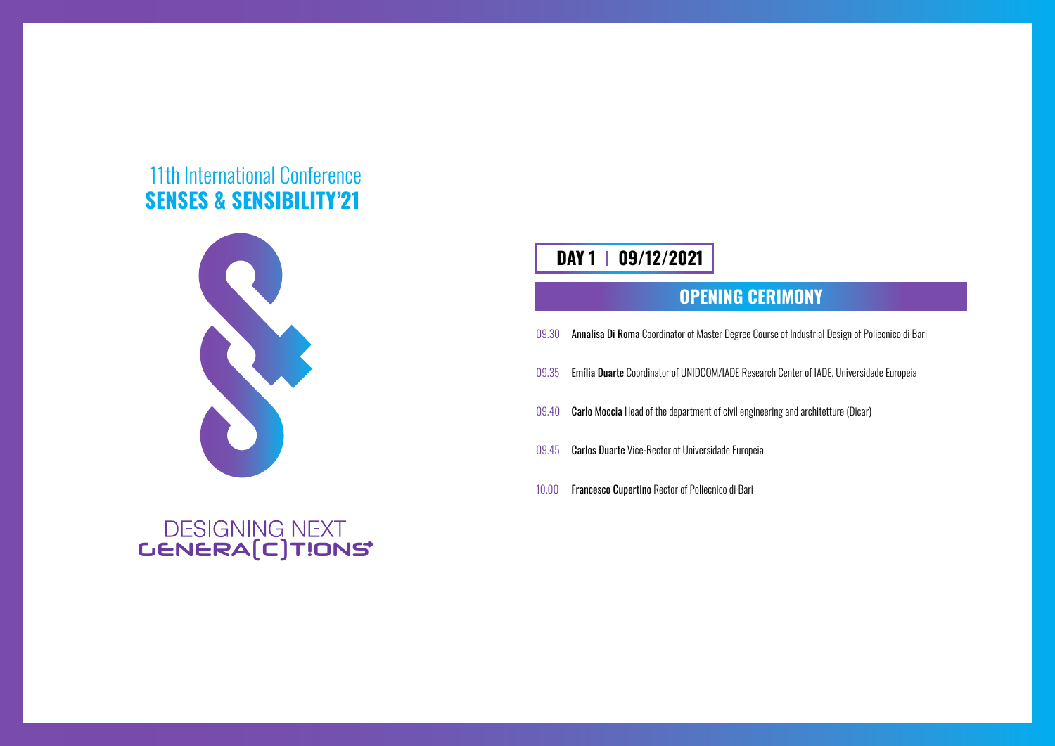11th International Conference
**SENSES & SENSIBILITY'21**

DESIGNING NEXT
GENERA[C]T!ONS

## DAY 1 | 09/12/2021

## OPENING CERIMONY

09.30 **Annalisa Di Roma** Coordinator of Master Degree Course of Industrial Design of Poliecnico di Bari

09.35 **Emília Duarte** Coordinator of UNIDCOM/IADE Research Center of IADE, Universidade Europeia

09.40 **Carlo Moccia** Head of the department of civil engineering and architetture (Dicar)

09.45 **Carlos Duarte** Vice-Rector of Universidade Europeia

10.00 **Francesco Cupertino** Rector of Poliecnico di Bari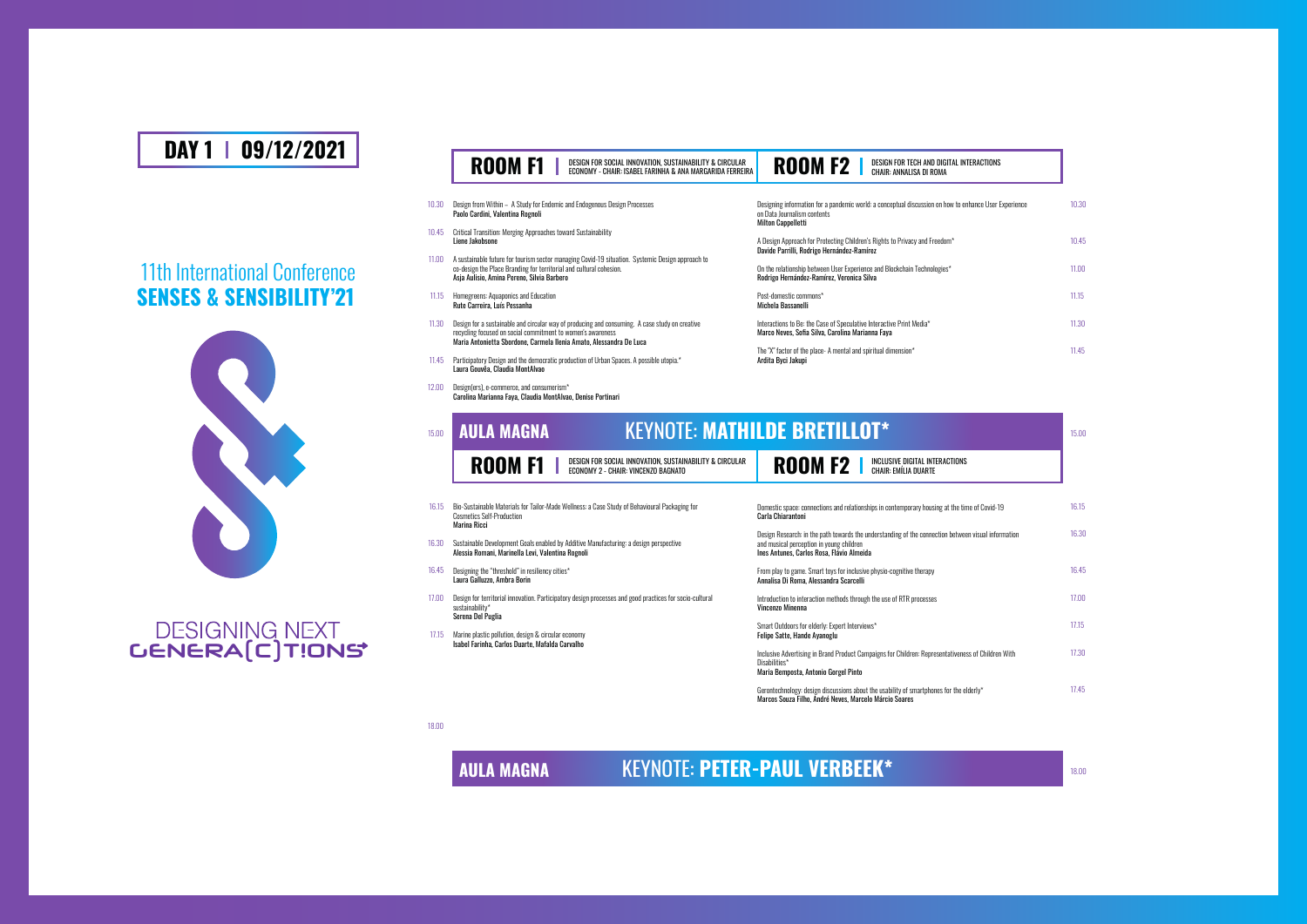# DAY 1 | 09/12/2021

## 11th International Conference
## SENSES & SENSIBILITY'21

DESIGNING NEXT GENERA(C)T!ONS

## ROOM F1 | DESIGN FOR SOCIAL INNOVATION, SUSTAINABILITY & CIRCULAR ECONOMY - CHAIR: ISABEL FARINHA & ANA MARGARIDA FERREIRA

- 10.30 Design from Within – A Study for Endemic and Endogenous Design Processes
  **Paolo Cardini, Valentina Rognoli**
- 10.45 Critical Transition: Merging Approaches toward Sustainability
  **Liene Jakobsone**
- 11.00 A sustainable future for tourism sector managing Covid-19 situation. Systemic Design approach to co-design the Place Branding for territorial and cultural cohesion.
  **Asja Aulisio, Amina Pereno, Silvia Barbero**
- 11.15 Homegreens: Aquaponics and Education
  **Rute Carreira, Luís Pessanha**
- 11.30 Design for a sustainable and circular way of producing and consuming. A case study on creative recycling focused on social commitment to women's awareness
  **Maria Antonietta Sbordone, Carmela Ilenia Amato, Alessandra De Luca**
- 11.45 Participatory Design and the democratic production of Urban Spaces. A possible utopia.*
  **Laura Gouvêa, Claudia MontAlvao**
- 12.00 Design(ers), e-commerce, and consumerism*
  **Carolina Marianna Faya, Claudia MontAlvao, Denise Portinari**

## ROOM F2 | DESIGN FOR TECH AND DIGITAL INTERACTIONS - CHAIR: ANNALISA DI ROMA

- 10.30 Designing information for a pandemic world: a conceptual discussion on how to enhance User Experience on Data Journalism contents
  **Milton Cappelletti**
- 10.45 A Design Approach for Protecting Children's Rights to Privacy and Freedom*
  **Davide Parrilli, Rodrigo Hernández-Ramírez**
- 11.00 On the relationship between User Experience and Blockchain Technologies*
  **Rodrigo Hernández-Ramírez, Veronica Silva**
- 11.15 Post-domestic commons*
  **Michela Bassanelli**
- 11.30 Interactions to Be: the Case of Speculative Interactive Print Media*
  **Marco Neves, Sofia Silva, Carolina Marianna Faya**
- 11.45 The "X" factor of the place- A mental and spiritual dimension*
  **Ardita Byci Jakupi**

## 15.00 AULA MAGNA — KEYNOTE: **MATHILDE BRETILLOT***

## ROOM F1 | DESIGN FOR SOCIAL INNOVATION, SUSTAINABILITY & CIRCULAR ECONOMY 2 - CHAIR: VINCENZO BAGNATO

- 16.15 Bio-Sustainable Materials for Tailor-Made Wellness: a Case Study of Behavioural Packaging for Cosmetics Self-Production
  **Marina Ricci**
- 16.30 Sustainable Development Goals enabled by Additive Manufacturing: a design perspective
  **Alessia Romani, Marinella Levi, Valentina Rognoli**
- 16.45 Designing the "threshold" in resiliency cities*
  **Laura Galluzzo, Ambra Borin**
- 17.00 Design for territorial innovation. Participatory design processes and good practices for socio-cultural sustainability*
  **Serena Del Puglia**
- 17.15 Marine plastic pollution, design & circular economy
  **Isabel Farinha, Carlos Duarte, Mafalda Carvalho**

## ROOM F2 | INCLUSIVE DIGITAL INTERACTIONS - CHAIR: EMÍLIA DUARTE

- 16.15 Domestic space: connections and relationships in contemporary housing at the time of Covid-19
  **Carla Chiarantoni**
- 16.30 Design Research: in the path towards the understanding of the connection between visual information and musical perception in young children
  **Ines Antunes, Carlos Rosa, Flávio Almeida**
- 16.45 From play to game. Smart toys for inclusive physio-cognitive therapy
  **Annalisa Di Roma, Alessandra Scarcelli**
- 17.00 Introduction to interaction methods through the use of RTR processes
  **Vincenzo Minenna**
- 17.15 Smart Outdoors for elderly: Expert Interviews*
  **Felipe Satte, Hande Ayanoglu**
- 17.30 Inclusive Advertising in Brand Product Campaigns for Children: Representativeness of Children With Disabilities*
  **Maria Bemposta, Antonio Gorgel Pinto**
- 17.45 Gerontechnology: design discussions about the usability of smartphones for the elderly*
  **Marcos Souza Filho, André Neves, Marcelo Márcio Soares**

## 18.00 AULA MAGNA — KEYNOTE: **PETER-PAUL VERBEEK***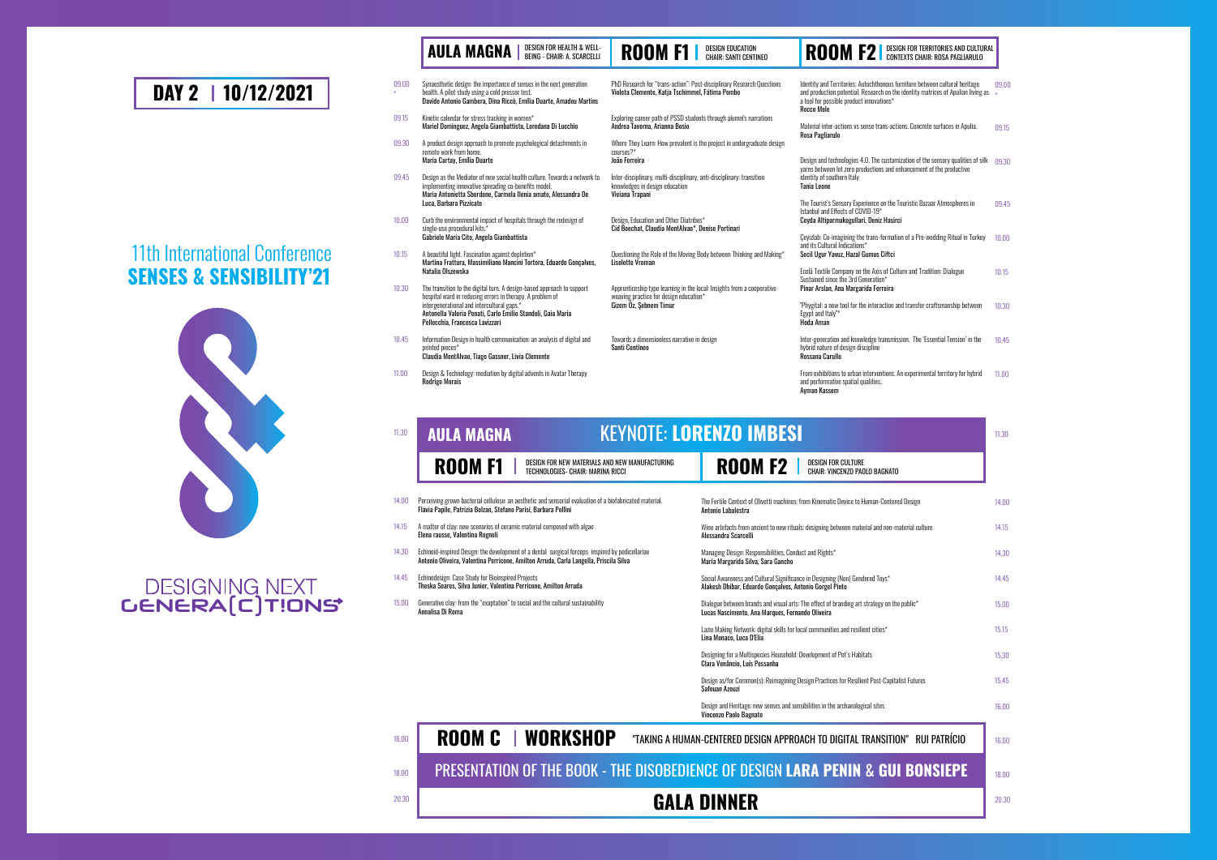# DAY 2 | 10/12/2021

## 11th International Conference
## SENSES & SENSIBILITY'21

DESIGNING NEXT GENERA[C]T!ONS

### AULA MAGNA | DESIGN FOR HEALTH & WELL-BEING - CHAIR: A. SCARCELLI

- **09.00** Synaesthetic design: the importance of senses in the next generation health. A pilot study using a cold pressor test. **Davide Antonio Gambera, Dina Riccò, Emília Duarte, Amadeu Martins**
- **09.15** Kinetic calendar for stress tracking in women* **Mariel Dominguez, Angela Giambattista, Loredana Di Lucchio**
- **09.30** A product design approach to promote psychological detachments in remote work from home. **Maria Cartay, Emília Duarte**
- **09.45** Design as the Mediator of new social health culture. Towards a network to implementing innovative spreading co-benefits model. **Maria Antonietta Sbordone, Carmela Ilenia amato, Alessandra De Luca, Barbara Pizzicato**
- **10.00** Curb the environmental impact of hospitals through the redesign of single-use procedural kits.* **Gabriele Maria Cito, Angela Giambattista**
- **10.15** A beautiful light. Fascination against depletion* **Martina Frattura, Massimiliano Mancini Tortora, Eduardo Gonçalves, Natalia Olszewska**
- **10.30** The transition to the digital turn. A design-based approach to support hospital ward in reducing errors in therapy. A problem of intergenerational and intercultural gaps.* **Antonella Valeria Penati, Carlo Emilio Standoli, Gaia Maria Pellecchia, Francesca Lavizzari**
- **10.45** Information Design in health communication: an analysis of digital and printed pieces* **Claudia MontAlvao, Tiago Gassner, Livia Clemente**
- **11.00** Design & Technology: mediation by digital advents in Avatar Therapy **Rodrigo Morais**

### ROOM F1 | DESIGN EDUCATION CHAIR: SANTI CENTINEO

- **09.00** PhD Research for "trans-action": Post-disciplinary Research Questions **Violeta Clemente, Katja Tschimmel, Fátima Pombo**
- **09.15** Exploring career path of PSSD students through alumni's narrations **Andrea Taverna, Arianna Bosio**
- **09.30** Where They Learn: How prevalent is the project in undergraduate design courses?* **João Ferreira**
- **09.45** Inter-disciplinary, multi-disciplinary, anti-disciplinary: transition knowledges in design education **Viviana Trapani**
- **10.00** Design, Education and Other Diatribes* **Cid Boechat, Claudia MontAlvao*, Denise Portinari**
- **10.15** Questioning the Role of the Moving Body between Thinking and Making* **Liselotte Vroman**
- **10.30** Apprenticeship type learning in the local: Insights from a cooperative weaving practice for design education* **Gizem Öz, Şebnem Timur**
- **10.45** Towards a dimensionless narrative in design **Santi Centineo**

### ROOM F2 | DESIGN FOR TERRITORIES AND CULTURAL CONTEXTS CHAIR: ROSA PAGLIARULO

- **09.00** Identity and Territories: Autochthonous furniture between cultural heritage and production potential. Research on the identity matrices of Apulian living as a tool for possible product innovations* **Rocco Mele**
- **09.15** Material inter-actions vs sense trans-actions. Concrete surfaces in Apulia. **Rosa Pagliarulo**
- **09.30** Design and technologies 4.0. The customization of the sensory qualities of silk yarns between lot zero productions and enhancement of the productive identity of southern Italy **Tania Leone**
- **09.45** The Tourist's Sensory Experience on the Touristic Bazaar Atmospheres in Istanbul and Effects of COVID-19* **Ceyda Altiparmakogullari, Deniz Hasirci**
- **10.00** Çeyizlab: Co-imagining the trans-formation of a Pre-wedding Ritual in Turkey and its Cultural Indications* **Secil Ugur Yavuz, Hazal Gumus Ciftci**
- **10.15** Ecolà Textile Company on the Axis of Culture and Tradition: Dialogue Sustained since the 3rd Generation* **Pinar Arslan, Ana Margarida Ferreira**
- **10.30** "Phygital: a new tool for the interaction and transfer craftsmanship between Egypt and Italy"* **Hoda Aman**
- **10.45** Inter-generation and knowledge transmission. The 'Essential Tension' in the hybrid nature of design discipline **Rossana Carullo**
- **11.00** From exhibitions to urban interventions. An experimental territory for hybrid and performative spatial qualities. **Ayman Kassem**

### 11.30 AULA MAGNA — KEYNOTE: LORENZO IMBESI

### ROOM F1 | DESIGN FOR NEW MATERIALS AND NEW MANUFACTURING TECHNOLOGIES- CHAIR: MARINA RICCI

- **14.00** Perceiving grown bacterial cellulose: an aesthetic and sensorial evaluation of a biofabricated material. **Flavia Papile, Patrizia Bolzan, Stefano Parisi, Barbara Pollini**
- **14.15** A matter of clay: new scenarios of ceramic material composed with algae **Elena rausse, Valentina Rognoli**
- **14.30** Echinoid-inspired Design: the development of a dental surgical forceps inspired by pedicellariae **Antonio Oliveira, Valentina Perricone, Amilton Arruda, Carla Langella, Priscila Silva**
- **14.45** Echinodesign: Case Study for Bioinspired Projects **Theska Soares, Silva Junior, Valentina Perricone, Amilton Arruda**
- **15.00** Generative clay: from the "exaptation" to social and the cultural sustainability **Annalisa Di Roma**

### ROOM F2 | DESIGN FOR CULTURE CHAIR: VINCENZO PAOLO BAGNATO

- **14.00** The Fertile Context of Olivetti machines: from Kinematic Device to Human-Centered Design **Antonio Labalestra**
- **14.15** Wine artefacts from ancient to new rituals: designing between material and non-material culture **Alessandra Scarcelli**
- **14.30** Managing Design: Responsibilities, Conduct and Rights* **Maria Margarida Silva, Sara Gancho**
- **14.45** Social Awareness and Cultural Significance in Designing (Non) Gendered Toys* **Alakesh Dhibar, Eduardo Gonçalves, Antonio Gorgel Pinto**
- **15.00** Dialogue between brands and visual arts: The effect of branding art strategy on the public* **Lucas Nascimento, Ana Marques, Fernando Oliveira**
- **15.15** Lazio Making Network: digital skills for local communities and resilient cities* **Lina Monaco, Luca D'Elia**
- **15.30** Designing for a Multispecies Household: Development of Pet's Habitats **Clara Venâncio, Luís Pessanha**
- **15.45** Design as/for Common(s): Reimagining Design Practices for Resilient Post-Capitalist Futures **Sofouan Azouzi**
- **16.00** Design and Heritage: new senses and sensibilities in the archaeological sites **Vincenzo Paolo Bagnato**

### 16.00 ROOM C | WORKSHOP "TAKING A HUMAN-CENTERED DESIGN APPROACH TO DIGITAL TRANSITION" RUI PATRÍCIO

### 18.00 PRESENTATION OF THE BOOK - THE DISOBEDIENCE OF DESIGN LARA PENIN & GUI BONSIEPE

### 20.30 GALA DINNER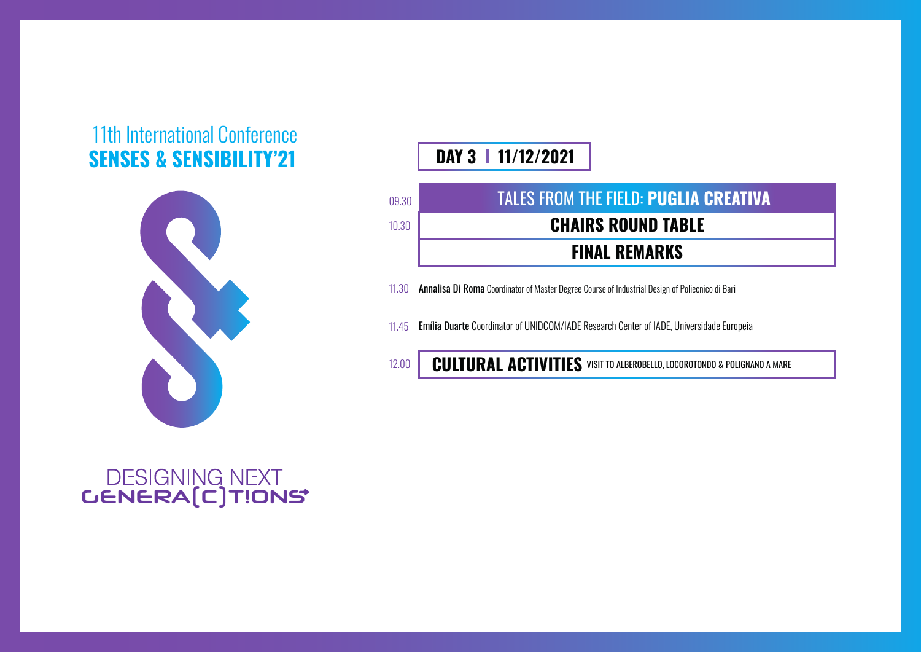11th International Conference
**SENSES & SENSIBILITY'21**

DESIGNING NEXT
GENERA[C]TIONS

## DAY 3 | 11/12/2021

09.30 TALES FROM THE FIELD: **PUGLIA CREATIVA**

10.30 **CHAIRS ROUND TABLE**

**FINAL REMARKS**

11.30 **Annalisa Di Roma** Coordinator of Master Degree Course of Industrial Design of Poliecnico di Bari

11.45 **Emília Duarte** Coordinator of UNIDCOM/IADE Research Center of IADE, Universidade Europeia

12.00 **CULTURAL ACTIVITIES** VISIT TO ALBEROBELLO, LOCOROTONDO & POLIGNANO A MARE